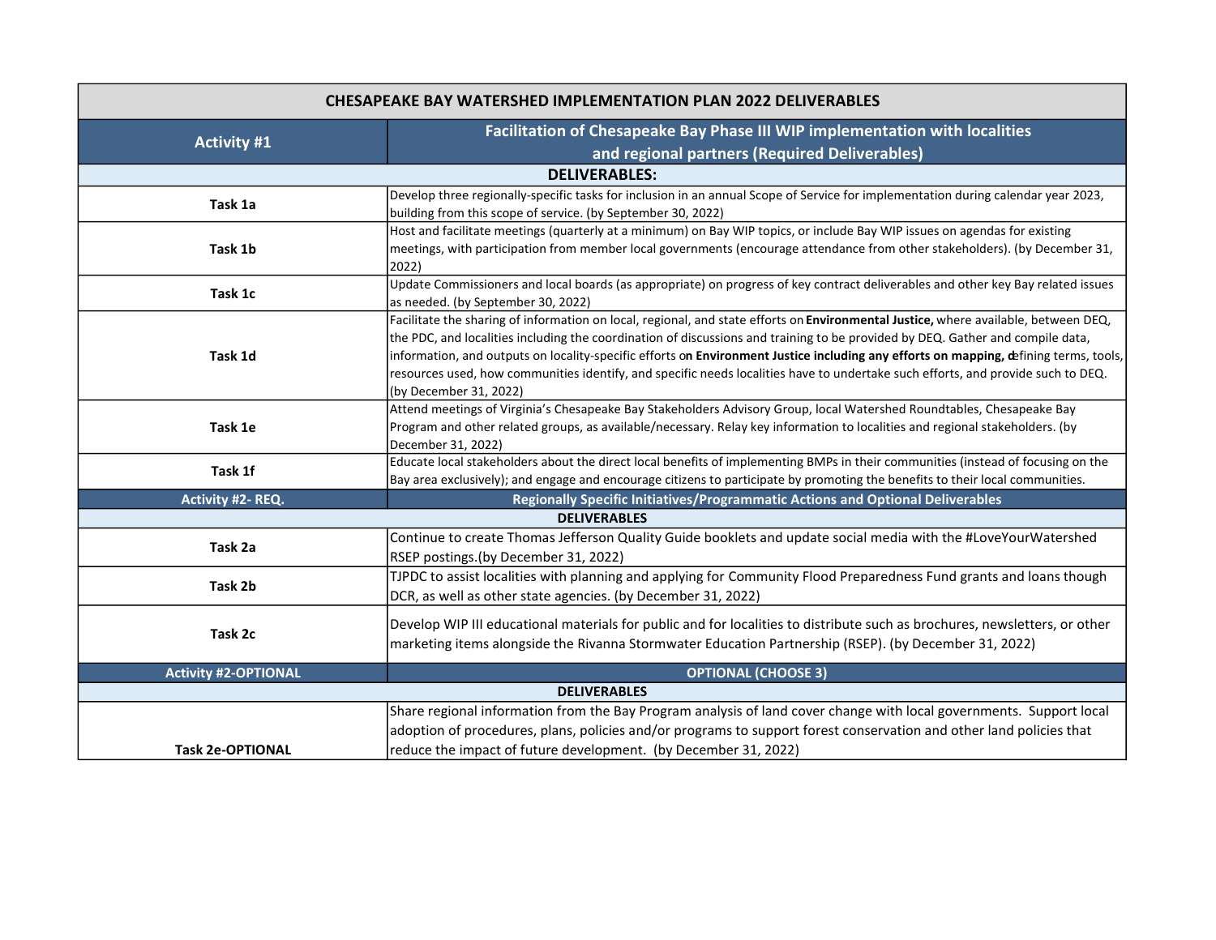| CHESAPEAKE BAY WATERSHED IMPLEMENTATION PLAN 2022 DELIVERABLES | |
|---|---|
| **Activity #1** | **Facilitation of Chesapeake Bay Phase III WIP implementation with localities and regional partners (Required Deliverables)** |
| **DELIVERABLES:** | |
| **Task 1a** | Develop three regionally-specific tasks for inclusion in an annual Scope of Service for implementation during calendar year 2023, building from this scope of service. (by September 30, 2022) |
| **Task 1b** | Host and facilitate meetings (quarterly at a minimum) on Bay WIP topics, or include Bay WIP issues on agendas for existing meetings, with participation from member local governments (encourage attendance from other stakeholders). (by December 31, 2022) |
| **Task 1c** | Update Commissioners and local boards (as appropriate) on progress of key contract deliverables and other key Bay related issues as needed. (by September 30, 2022) |
| **Task 1d** | Facilitate the sharing of information on local, regional, and state efforts on **Environmental Justice,** where available, between DEQ, the PDC, and localities including the coordination of discussions and training to be provided by DEQ. Gather and compile data, information, and outputs on locality-specific efforts o**n Environment Justice including any efforts on mapping, d**efining terms, tools, resources used, how communities identify, and specific needs localities have to undertake such efforts, and provide such to DEQ. (by December 31, 2022) |
| **Task 1e** | Attend meetings of Virginia's Chesapeake Bay Stakeholders Advisory Group, local Watershed Roundtables, Chesapeake Bay Program and other related groups, as available/necessary. Relay key information to localities and regional stakeholders. (by December 31, 2022) |
| **Task 1f** | Educate local stakeholders about the direct local benefits of implementing BMPs in their communities (instead of focusing on the Bay area exclusively); and engage and encourage citizens to participate by promoting the benefits to their local communities. |
| **Activity #2- REQ.** | **Regionally Specific Initiatives/Programmatic Actions and Optional Deliverables** |
| **DELIVERABLES** | |
| **Task 2a** | Continue to create Thomas Jefferson Quality Guide booklets and update social media with the #LoveYourWatershed RSEP postings.(by December 31, 2022) |
| **Task 2b** | TJPDC to assist localities with planning and applying for Community Flood Preparedness Fund grants and loans though DCR, as well as other state agencies. (by December 31, 2022) |
| **Task 2c** | Develop WIP III educational materials for public and for localities to distribute such as brochures, newsletters, or other marketing items alongside the Rivanna Stormwater Education Partnership (RSEP). (by December 31, 2022) |
| **Activity #2-OPTIONAL** | **OPTIONAL (CHOOSE 3)** |
| **DELIVERABLES** | |
| **Task 2e-OPTIONAL** | Share regional information from the Bay Program analysis of land cover change with local governments. Support local adoption of procedures, plans, policies and/or programs to support forest conservation and other land policies that reduce the impact of future development. (by December 31, 2022) |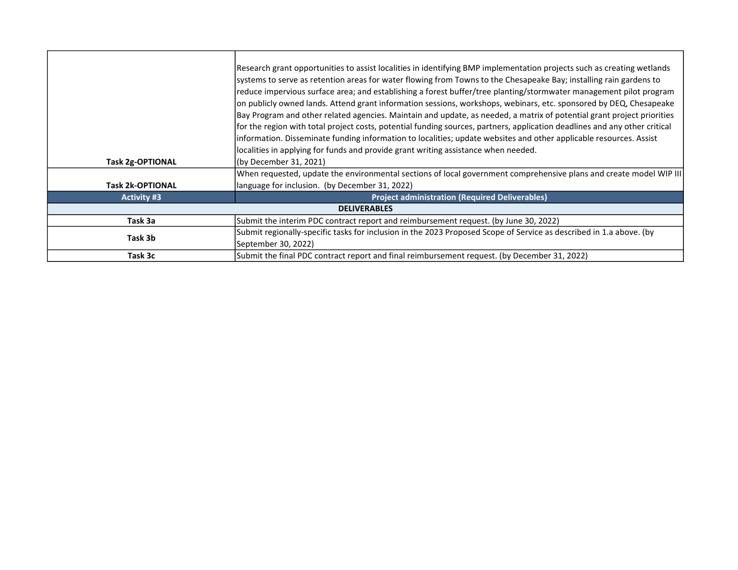| | |
|---|---|
| **Task 2g-OPTIONAL** | Research grant opportunities to assist localities in identifying BMP implementation projects such as creating wetlands systems to serve as retention areas for water flowing from Towns to the Chesapeake Bay; installing rain gardens to reduce impervious surface area; and establishing a forest buffer/tree planting/stormwater management pilot program on publicly owned lands. Attend grant information sessions, workshops, webinars, etc. sponsored by DEQ, Chesapeake Bay Program and other related agencies. Maintain and update, as needed, a matrix of potential grant project priorities for the region with total project costs, potential funding sources, partners, application deadlines and any other critical information. Disseminate funding information to localities; update websites and other applicable resources. Assist localities in applying for funds and provide grant writing assistance when needed. (by December 31, 2021) |
| **Task 2k-OPTIONAL** | When requested, update the environmental sections of local government comprehensive plans and create model WIP III language for inclusion. (by December 31, 2022) |
| **Activity #3** | **Project administration (Required Deliverables)** |
| **DELIVERABLES** | |
| **Task 3a** | Submit the interim PDC contract report and reimbursement request. (by June 30, 2022) |
| **Task 3b** | Submit regionally-specific tasks for inclusion in the 2023 Proposed Scope of Service as described in 1.a above. (by September 30, 2022) |
| **Task 3c** | Submit the final PDC contract report and final reimbursement request. (by December 31, 2022) |